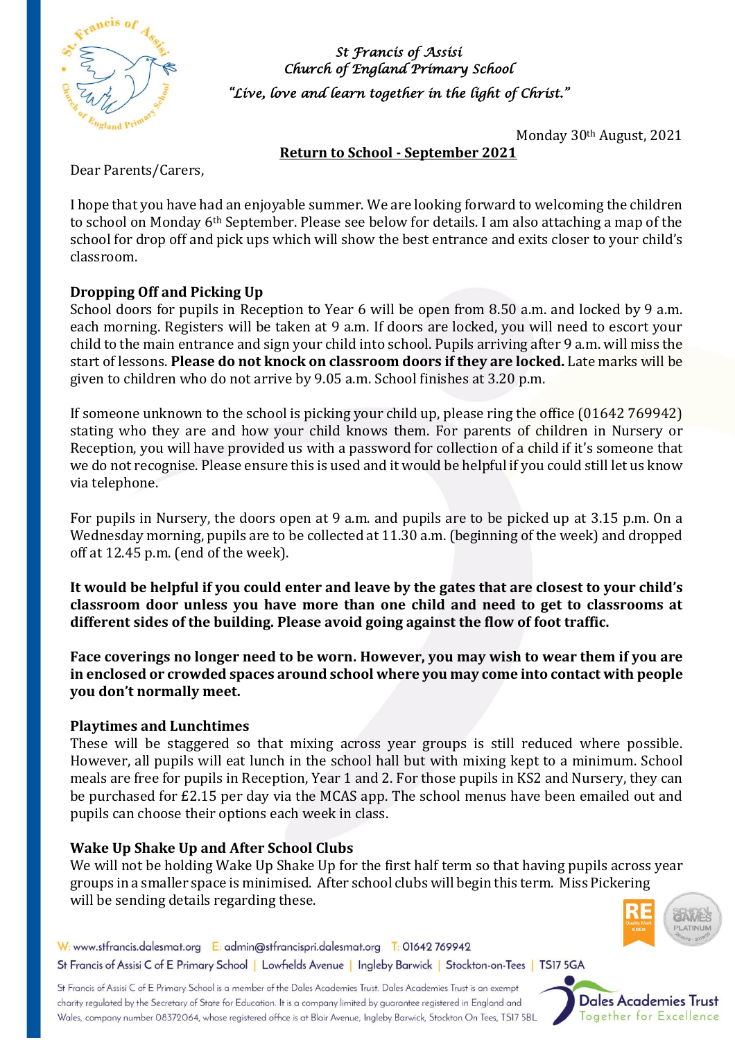St Francis of Assisi
Church of England Primary School
*"Live, love and learn together in the light of Christ."*

Monday 30th August, 2021

## Return to School - September 2021

Dear Parents/Carers,

I hope that you have had an enjoyable summer. We are looking forward to welcoming the children to school on Monday 6th September. Please see below for details. I am also attaching a map of the school for drop off and pick ups which will show the best entrance and exits closer to your child's classroom.

### Dropping Off and Picking Up

School doors for pupils in Reception to Year 6 will be open from 8.50 a.m. and locked by 9 a.m. each morning. Registers will be taken at 9 a.m. If doors are locked, you will need to escort your child to the main entrance and sign your child into school. Pupils arriving after 9 a.m. will miss the start of lessons. **Please do not knock on classroom doors if they are locked.** Late marks will be given to children who do not arrive by 9.05 a.m. School finishes at 3.20 p.m.

If someone unknown to the school is picking your child up, please ring the office (01642 769942) stating who they are and how your child knows them. For parents of children in Nursery or Reception, you will have provided us with a password for collection of a child if it's someone that we do not recognise. Please ensure this is used and it would be helpful if you could still let us know via telephone.

For pupils in Nursery, the doors open at 9 a.m. and pupils are to be picked up at 3.15 p.m. On a Wednesday morning, pupils are to be collected at 11.30 a.m. (beginning of the week) and dropped off at 12.45 p.m. (end of the week).

**It would be helpful if you could enter and leave by the gates that are closest to your child's classroom door unless you have more than one child and need to get to classrooms at different sides of the building. Please avoid going against the flow of foot traffic.**

**Face coverings no longer need to be worn. However, you may wish to wear them if you are in enclosed or crowded spaces around school where you may come into contact with people you don't normally meet.**

### Playtimes and Lunchtimes

These will be staggered so that mixing across year groups is still reduced where possible. However, all pupils will eat lunch in the school hall but with mixing kept to a minimum. School meals are free for pupils in Reception, Year 1 and 2. For those pupils in KS2 and Nursery, they can be purchased for £2.15 per day via the MCAS app. The school menus have been emailed out and pupils can choose their options each week in class.

### Wake Up Shake Up and After School Clubs

We will not be holding Wake Up Shake Up for the first half term so that having pupils across year groups in a smaller space is minimised. After school clubs will begin this term. Miss Pickering will be sending details regarding these.

W: www.stfrancis.dalesmat.org E: admin@stfrancispri.dalesmat.org T: 01642 769942
St Francis of Assisi C of E Primary School | Lowfields Avenue | Ingleby Barwick | Stockton-on-Tees | TS17 5GA

St Francis of Assisi C of E Primary School is a member of the Dales Academies Trust. Dales Academies Trust is an exempt charity regulated by the Secretary of State for Education. It is a company limited by guarantee registered in England and Wales, company number 08372064, whose registered office is at Blair Avenue, Ingleby Barwick, Stockton On Tees, TS17 5BL

Dales Academies Trust
Together for Excellence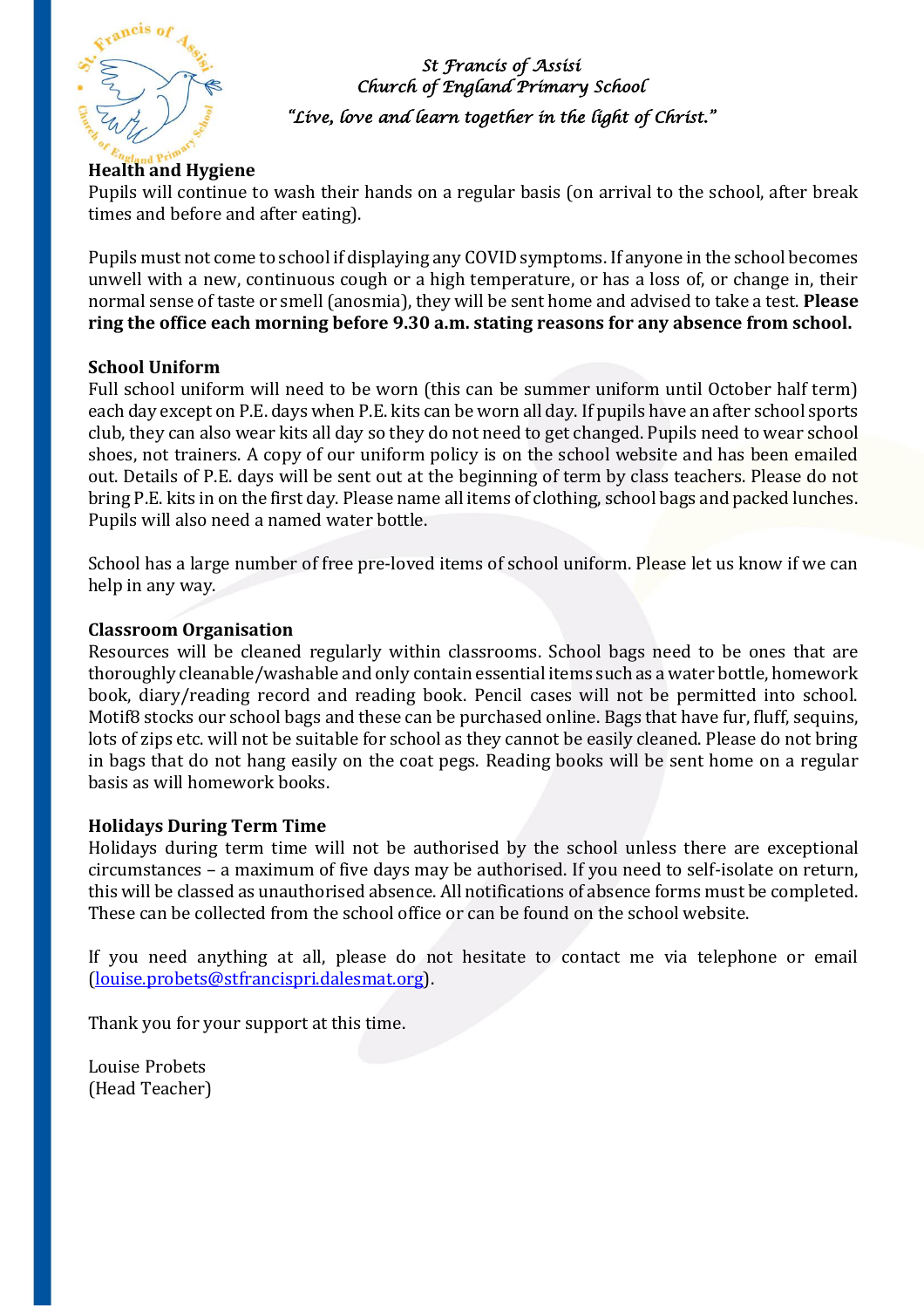St Francis of Assisi
Church of England Primary School
*"Live, love and learn together in the light of Christ."*

**Health and Hygiene**

Pupils will continue to wash their hands on a regular basis (on arrival to the school, after break times and before and after eating).

Pupils must not come to school if displaying any COVID symptoms. If anyone in the school becomes unwell with a new, continuous cough or a high temperature, or has a loss of, or change in, their normal sense of taste or smell (anosmia), they will be sent home and advised to take a test. **Please ring the office each morning before 9.30 a.m. stating reasons for any absence from school.**

**School Uniform**

Full school uniform will need to be worn (this can be summer uniform until October half term) each day except on P.E. days when P.E. kits can be worn all day. If pupils have an after school sports club, they can also wear kits all day so they do not need to get changed. Pupils need to wear school shoes, not trainers. A copy of our uniform policy is on the school website and has been emailed out. Details of P.E. days will be sent out at the beginning of term by class teachers. Please do not bring P.E. kits in on the first day. Please name all items of clothing, school bags and packed lunches. Pupils will also need a named water bottle.

School has a large number of free pre-loved items of school uniform. Please let us know if we can help in any way.

**Classroom Organisation**

Resources will be cleaned regularly within classrooms. School bags need to be ones that are thoroughly cleanable/washable and only contain essential items such as a water bottle, homework book, diary/reading record and reading book. Pencil cases will not be permitted into school. Motif8 stocks our school bags and these can be purchased online. Bags that have fur, fluff, sequins, lots of zips etc. will not be suitable for school as they cannot be easily cleaned. Please do not bring in bags that do not hang easily on the coat pegs. Reading books will be sent home on a regular basis as will homework books.

**Holidays During Term Time**

Holidays during term time will not be authorised by the school unless there are exceptional circumstances – a maximum of five days may be authorised. If you need to self-isolate on return, this will be classed as unauthorised absence. All notifications of absence forms must be completed. These can be collected from the school office or can be found on the school website.

If you need anything at all, please do not hesitate to contact me via telephone or email (louise.probets@stfrancispri.dalesmat.org).

Thank you for your support at this time.

Louise Probets
(Head Teacher)